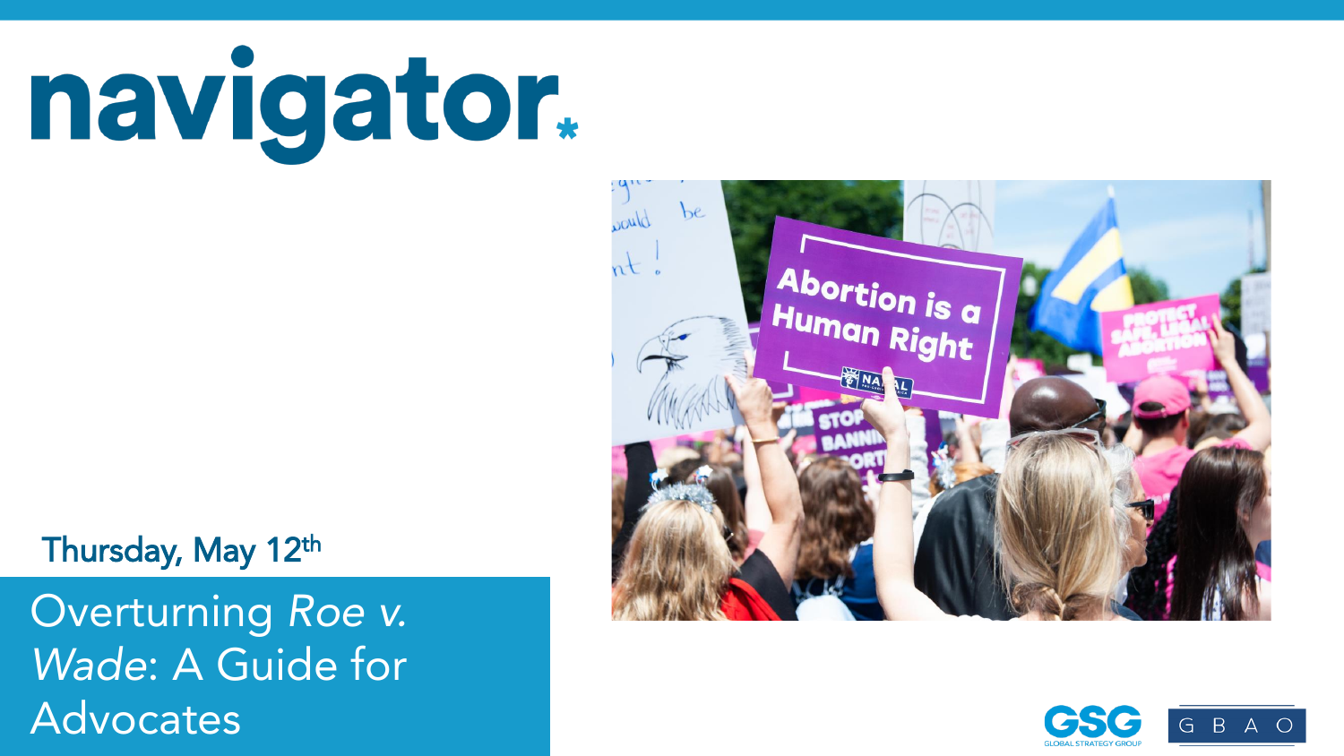# navigator

Thursday, May 12th

## Overturning *Roe v. Wade*: A Guide for Advocates

GSG GLOBAL STRATEGY GROUP

G B A O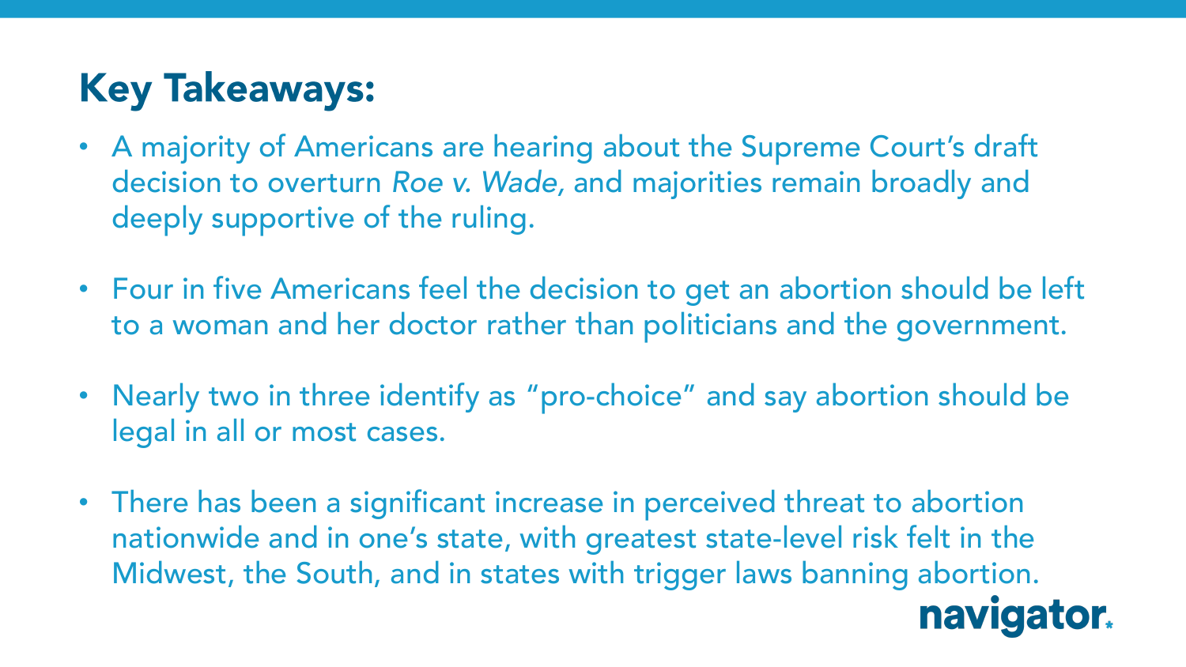# Key Takeaways:

- A majority of Americans are hearing about the Supreme Court's draft decision to overturn *Roe v. Wade*, and majorities remain broadly and deeply supportive of the ruling.
- Four in five Americans feel the decision to get an abortion should be left to a woman and her doctor rather than politicians and the government.
- Nearly two in three identify as "pro-choice" and say abortion should be legal in all or most cases.
- There has been a significant increase in perceived threat to abortion nationwide and in one's state, with greatest state-level risk felt in the Midwest, the South, and in states with trigger laws banning abortion.

navigator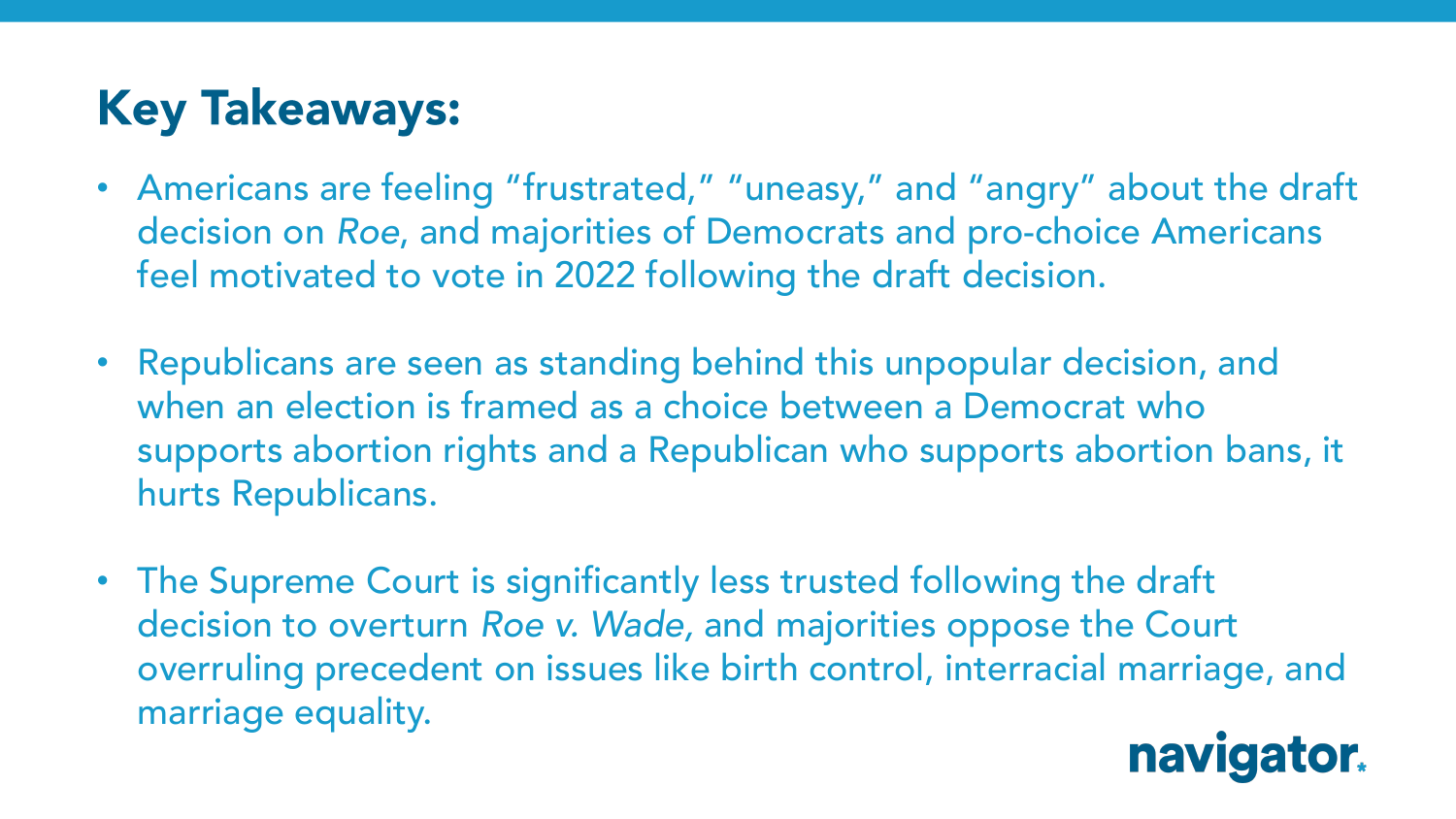## Key Takeaways:

- Americans are feeling "frustrated," "uneasy," and "angry" about the draft decision on *Roe*, and majorities of Democrats and pro-choice Americans feel motivated to vote in 2022 following the draft decision.
- Republicans are seen as standing behind this unpopular decision, and when an election is framed as a choice between a Democrat who supports abortion rights and a Republican who supports abortion bans, it hurts Republicans.
- The Supreme Court is significantly less trusted following the draft decision to overturn *Roe v. Wade,* and majorities oppose the Court overruling precedent on issues like birth control, interracial marriage, and marriage equality.

navigator.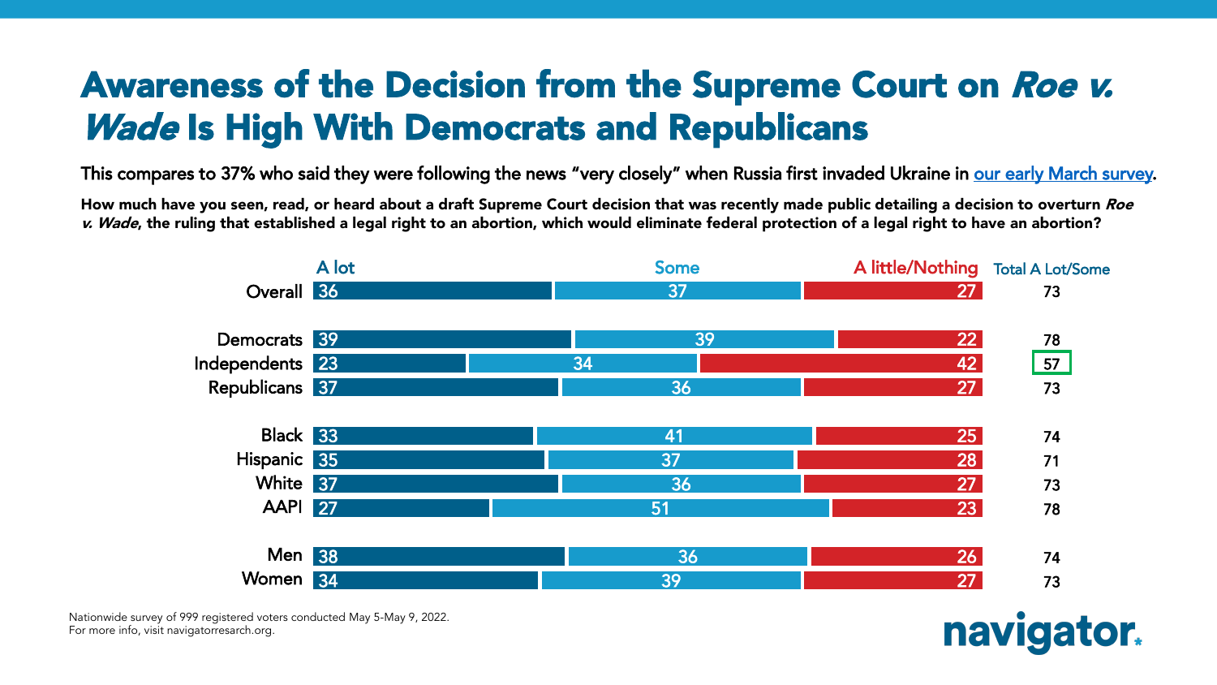# Awareness of the Decision from the Supreme Court on *Roe v. Wade* Is High With Democrats and Republicans

This compares to 37% who said they were following the news "very closely" when Russia first invaded Ukraine in [our early March survey](#).

**How much have you seen, read, or heard about a draft Supreme Court decision that was recently made public detailing a decision to overturn *Roe v. Wade*, the ruling that established a legal right to an abortion, which would eliminate federal protection of a legal right to have an abortion?**

| | A lot | Some | A little/Nothing | Total A Lot/Some |
|---|---|---|---|---|
| Overall | 36 | 37 | 27 | 73 |
| Democrats | 39 | 39 | 22 | 78 |
| Independents | 23 | 34 | 42 | 57 |
| Republicans | 37 | 36 | 27 | 73 |
| Black | 33 | 41 | 25 | 74 |
| Hispanic | 35 | 37 | 28 | 71 |
| White | 37 | 36 | 27 | 73 |
| AAPI | 27 | 51 | 23 | 78 |
| Men | 38 | 36 | 26 | 74 |
| Women | 34 | 39 | 27 | 73 |

Nationwide survey of 999 registered voters conducted May 5-May 9, 2022.
For more info, visit navigatorresearch.org.

navigator.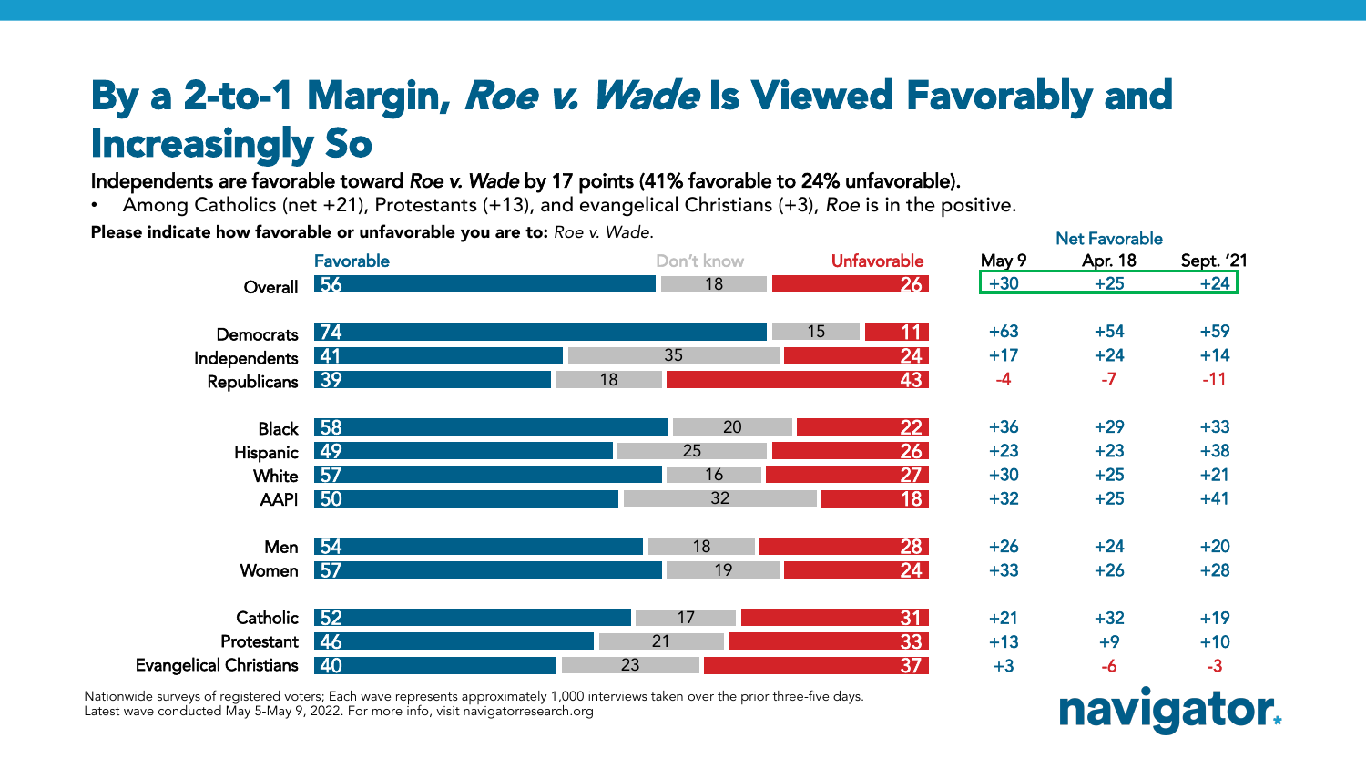# By a 2-to-1 Margin, *Roe v. Wade* Is Viewed Favorably and Increasingly So

**Independents are favorable toward *Roe v. Wade* by 17 points (41% favorable to 24% unfavorable).**

- Among Catholics (net +21), Protestants (+13), and evangelical Christians (+3), *Roe* is in the positive.

**Please indicate how favorable or unfavorable you are to:** *Roe v. Wade.*

| | Favorable | Don't know | Unfavorable | Net Favorable May 9 | Net Favorable Apr. 18 | Net Favorable Sept. '21 |
|---|---|---|---|---|---|---|
| Overall | 56 | 18 | 26 | +30 | +25 | +24 |
| Democrats | 74 | 15 | 11 | +63 | +54 | +59 |
| Independents | 41 | 35 | 24 | +17 | +24 | +14 |
| Republicans | 39 | 18 | 43 | -4 | -7 | -11 |
| Black | 58 | 20 | 22 | +36 | +29 | +33 |
| Hispanic | 49 | 25 | 26 | +23 | +23 | +38 |
| White | 57 | 16 | 27 | +30 | +25 | +21 |
| AAPI | 50 | 32 | 18 | +32 | +25 | +41 |
| Men | 54 | 18 | 28 | +26 | +24 | +20 |
| Women | 57 | 19 | 24 | +33 | +26 | +28 |
| Catholic | 52 | 17 | 31 | +21 | +32 | +19 |
| Protestant | 46 | 21 | 33 | +13 | +9 | +10 |
| Evangelical Christians | 40 | 23 | 37 | +3 | -6 | -3 |

Nationwide surveys of registered voters; Each wave represents approximately 1,000 interviews taken over the prior three-five days. Latest wave conducted May 5-May 9, 2022. For more info, visit navigatorresearch.org

navigator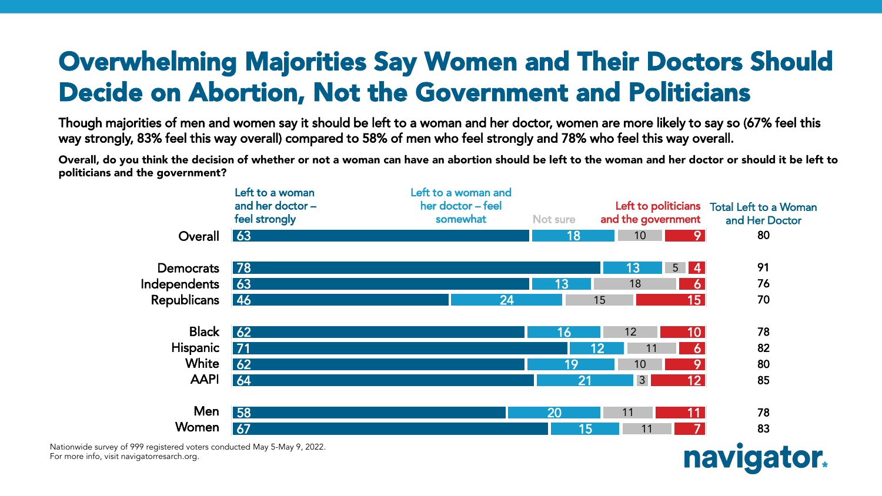# Overwhelming Majorities Say Women and Their Doctors Should Decide on Abortion, Not the Government and Politicians

**Though majorities of men and women say it should be left to a woman and her doctor, women are more likely to say so (67% feel this way strongly, 83% feel this way overall) compared to 58% of men who feel strongly and 78% who feel this way overall.**

**Overall, do you think the decision of whether or not a woman can have an abortion should be left to the woman and her doctor or should it be left to politicians and the government?**

| | Left to a woman and her doctor – feel strongly | Left to a woman and her doctor – feel somewhat | Not sure | Left to politicians and the government | Total Left to a Woman and Her Doctor |
|---|---|---|---|---|---|
| Overall | 63 | 18 | 10 | 9 | 80 |
| Democrats | 78 | 13 | 5 | 4 | 91 |
| Independents | 63 | 13 | 18 | 6 | 76 |
| Republicans | 46 | 24 | 15 | 15 | 70 |
| Black | 62 | 16 | 12 | 10 | 78 |
| Hispanic | 71 | 12 | 11 | 6 | 82 |
| White | 62 | 19 | 10 | 9 | 80 |
| AAPI | 64 | 21 | 3 | 12 | 85 |
| Men | 58 | 20 | 11 | 11 | 78 |
| Women | 67 | 15 | 11 | 7 | 83 |

Nationwide survey of 999 registered voters conducted May 5-May 9, 2022.
For more info, visit navigatorresearch.org.

navigator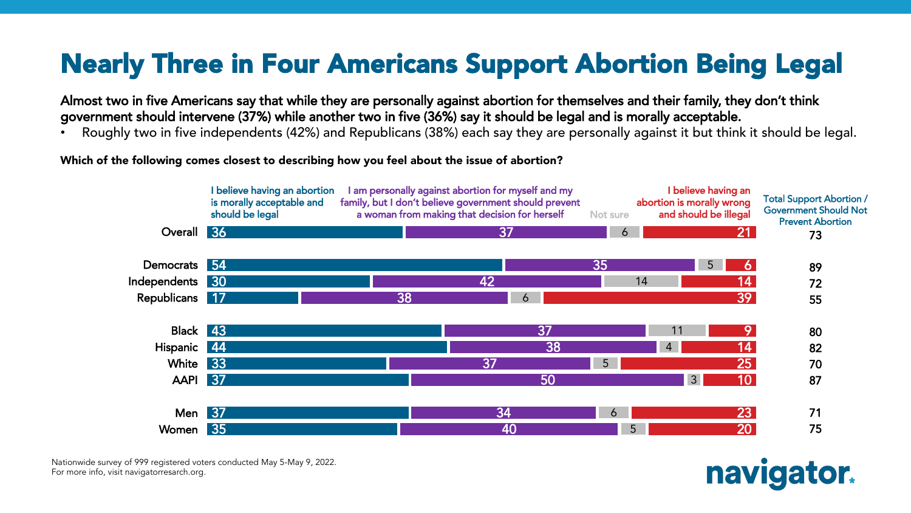# Nearly Three in Four Americans Support Abortion Being Legal

**Almost two in five Americans say that while they are personally against abortion for themselves and their family, they don't think government should intervene (37%) while another two in five (36%) say it should be legal and is morally acceptable.**

- Roughly two in five independents (42%) and Republicans (38%) each say they are personally against it but think it should be legal.

**Which of the following comes closest to describing how you feel about the issue of abortion?**

| | I believe having an abortion is morally acceptable and should be legal | I am personally against abortion for myself and my family, but I don't believe government should prevent a woman from making that decision for herself | Not sure | I believe having an abortion is morally wrong and should be illegal | Total Support Abortion / Government Should Not Prevent Abortion |
|---|---|---|---|---|---|
| Overall | 36 | 37 | 6 | 21 | 73 |
| Democrats | 54 | 35 | 5 | 6 | 89 |
| Independents | 30 | 42 | 14 | 14 | 72 |
| Republicans | 17 | 38 | 6 | 39 | 55 |
| Black | 43 | 37 | 11 | 9 | 80 |
| Hispanic | 44 | 38 | 4 | 14 | 82 |
| White | 33 | 37 | 5 | 25 | 70 |
| AAPI | 37 | 50 | 3 | 10 | 87 |
| Men | 37 | 34 | 6 | 23 | 71 |
| Women | 35 | 40 | 5 | 20 | 75 |

Nationwide survey of 999 registered voters conducted May 5-May 9, 2022.
For more info, visit navigatorresearch.org.

navigator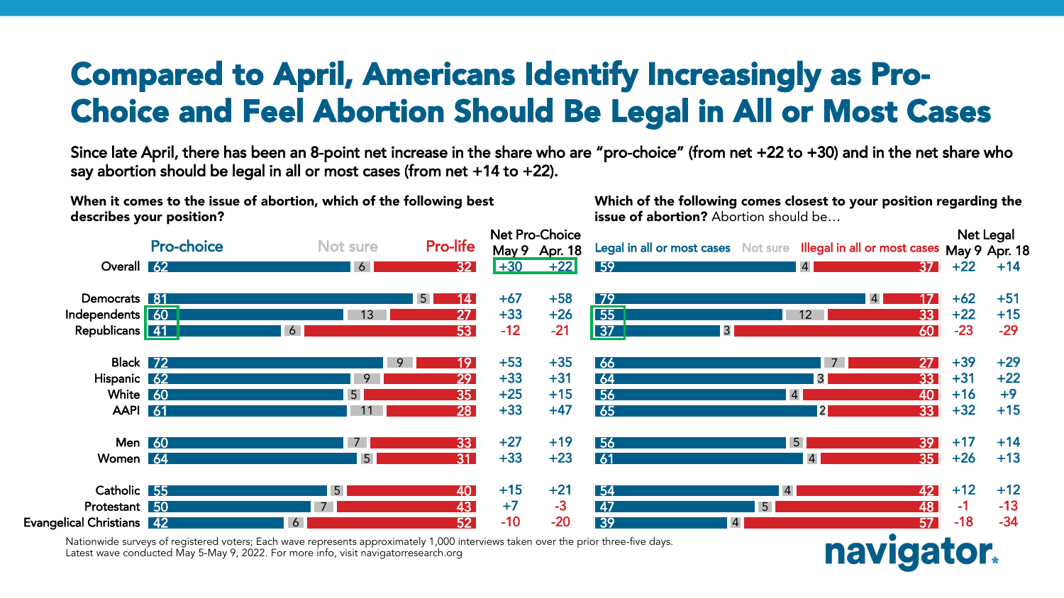# Compared to April, Americans Identify Increasingly as Pro-Choice and Feel Abortion Should Be Legal in All or Most Cases

Since late April, there has been an 8-point net increase in the share who are "pro-choice" (from net +22 to +30) and in the net share who say abortion should be legal in all or most cases (from net +14 to +22).

**When it comes to the issue of abortion, which of the following best describes your position?**

| | Pro-choice | Not sure | Pro-life | Net Pro-Choice May 9 | Net Pro-Choice Apr. 18 |
|---|---|---|---|---|---|
| Overall | 62 | 6 | 32 | +30 | +22 |
| Democrats | 81 | 5 | 14 | +67 | +58 |
| Independents | 60 | 13 | 27 | +33 | +26 |
| Republicans | 41 | 6 | 53 | -12 | -21 |
| Black | 72 | 9 | 19 | +53 | +35 |
| Hispanic | 62 | 9 | 29 | +33 | +31 |
| White | 60 | 5 | 35 | +25 | +15 |
| AAPI | 61 | 11 | 28 | +33 | +47 |
| Men | 60 | 7 | 33 | +27 | +19 |
| Women | 64 | 5 | 31 | +33 | +23 |
| Catholic | 55 | 5 | 40 | +15 | +21 |
| Protestant | 50 | 7 | 43 | +7 | -3 |
| Evangelical Christians | 42 | 6 | 52 | -10 | -20 |

**Which of the following comes closest to your position regarding the issue of abortion?** Abortion should be…

| | Legal in all or most cases | Not sure | Illegal in all or most cases | Net Legal May 9 | Net Legal Apr. 18 |
|---|---|---|---|---|---|
| Overall | 59 | 4 | 37 | +22 | +14 |
| Democrats | 79 | 4 | 17 | +62 | +51 |
| Independents | 55 | 12 | 33 | +22 | +15 |
| Republicans | 37 | 3 | 60 | -23 | -29 |
| Black | 66 | 7 | 27 | +39 | +29 |
| Hispanic | 64 | 3 | 33 | +31 | +22 |
| White | 56 | 4 | 40 | +16 | +9 |
| AAPI | 65 | 2 | 33 | +32 | +15 |
| Men | 56 | 5 | 39 | +17 | +14 |
| Women | 61 | 4 | 35 | +26 | +13 |
| Catholic | 54 | 4 | 42 | +12 | +12 |
| Protestant | 47 | 5 | 48 | -1 | -13 |
| Evangelical Christians | 39 | 4 | 57 | -18 | -34 |

Nationwide surveys of registered voters; Each wave represents approximately 1,000 interviews taken over the prior three-five days. Latest wave conducted May 5-May 9, 2022. For more info, visit navigatorresearch.org

navigator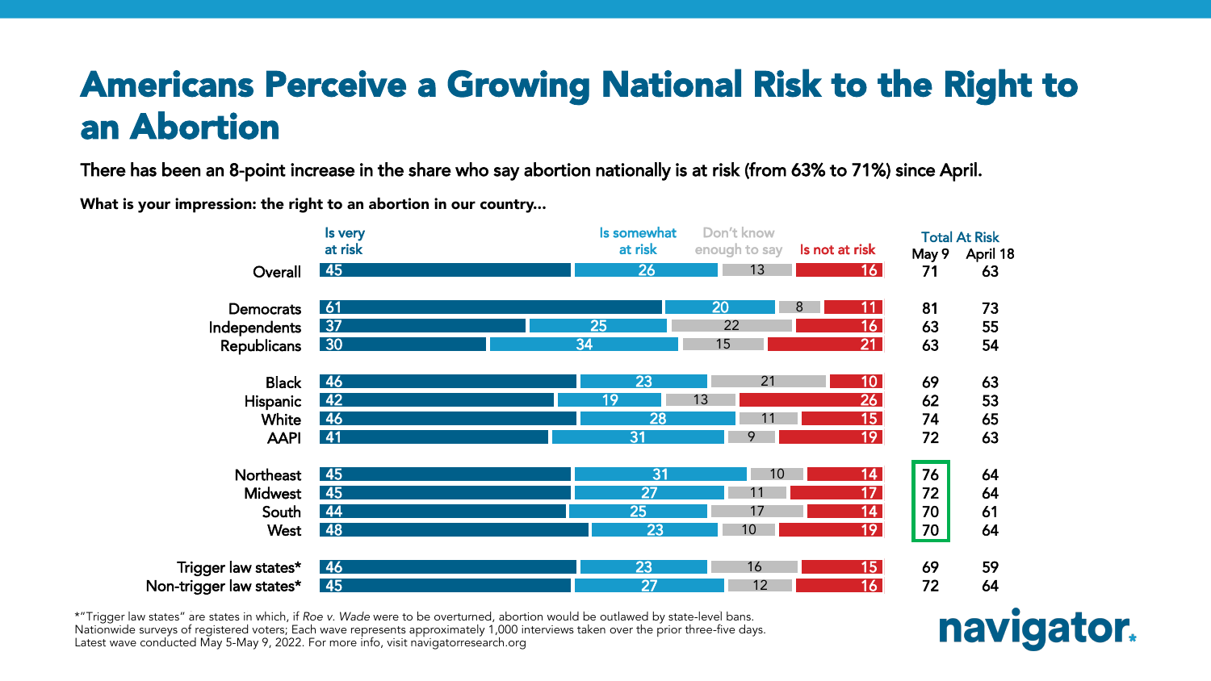# Americans Perceive a Growing National Risk to the Right to an Abortion

**There has been an 8-point increase in the share who say abortion nationally is at risk (from 63% to 71%) since April.**

**What is your impression: the right to an abortion in our country...**

| | Is very at risk | Is somewhat at risk | Don't know enough to say | Is not at risk | Total At Risk May 9 | Total At Risk April 18 |
|---|---|---|---|---|---|---|
| Overall | 45 | 26 | 13 | 16 | 71 | 63 |
| Democrats | 61 | 20 | 8 | 11 | 81 | 73 |
| Independents | 37 | 25 | 22 | 16 | 63 | 55 |
| Republicans | 30 | 34 | 15 | 21 | 63 | 54 |
| Black | 46 | 23 | 21 | 10 | 69 | 63 |
| Hispanic | 42 | 19 | 13 | 26 | 62 | 53 |
| White | 46 | 28 | 11 | 15 | 74 | 65 |
| AAPI | 41 | 31 | 9 | 19 | 72 | 63 |
| Northeast | 45 | 31 | 10 | 14 | 76 | 64 |
| Midwest | 45 | 27 | 11 | 17 | 72 | 64 |
| South | 44 | 25 | 17 | 14 | 70 | 61 |
| West | 48 | 23 | 10 | 19 | 70 | 64 |
| Trigger law states* | 46 | 23 | 16 | 15 | 69 | 59 |
| Non-trigger law states* | 45 | 27 | 12 | 16 | 72 | 64 |

*"Trigger law states" are states in which, if *Roe v. Wade* were to be overturned, abortion would be outlawed by state-level bans.
Nationwide surveys of registered voters; Each wave represents approximately 1,000 interviews taken over the prior three-five days.
Latest wave conducted May 5-May 9, 2022. For more info, visit navigatorresearch.org

navigator.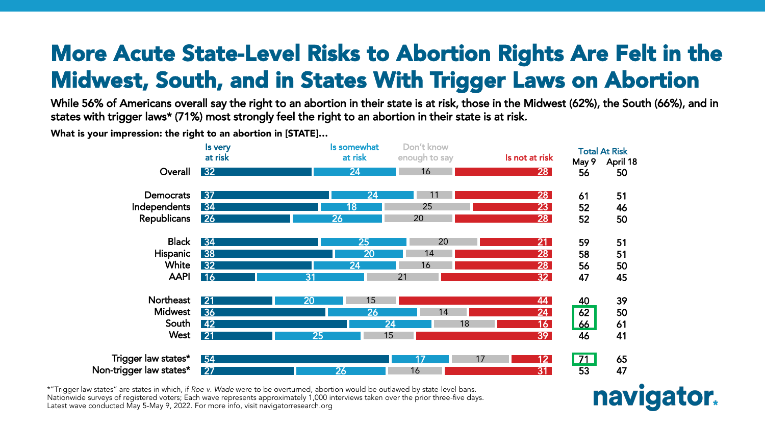# More Acute State-Level Risks to Abortion Rights Are Felt in the Midwest, South, and in States With Trigger Laws on Abortion

**While 56% of Americans overall say the right to an abortion in their state is at risk, those in the Midwest (62%), the South (66%), and in states with trigger laws* (71%) most strongly feel the right to an abortion in their state is at risk.**

**What is your impression: the right to an abortion in [STATE]…**

| | Is very at risk | Is somewhat at risk | Don't know enough to say | Is not at risk | Total At Risk May 9 | Total At Risk April 18 |
|---|---|---|---|---|---|---|
| Overall | 32 | 24 | 16 | 28 | 56 | 50 |
| Democrats | 37 | 24 | 11 | 28 | 61 | 51 |
| Independents | 34 | 18 | 25 | 23 | 52 | 46 |
| Republicans | 26 | 26 | 20 | 28 | 52 | 50 |
| Black | 34 | 25 | 20 | 21 | 59 | 51 |
| Hispanic | 38 | 20 | 14 | 28 | 58 | 51 |
| White | 32 | 24 | 16 | 28 | 56 | 50 |
| AAPI | 16 | 31 | 21 | 32 | 47 | 45 |
| Northeast | 21 | 20 | 15 | 44 | 40 | 39 |
| Midwest | 36 | 26 | 14 | 24 | 62 | 50 |
| South | 42 | 24 | 18 | 16 | 66 | 61 |
| West | 21 | 25 | 15 | 39 | 46 | 41 |
| Trigger law states* | 54 | 17 | 17 | 12 | 71 | 65 |
| Non-trigger law states* | 27 | 26 | 16 | 31 | 53 | 47 |

*"Trigger law states" are states in which, if *Roe v. Wade* were to be overturned, abortion would be outlawed by state-level bans.
Nationwide surveys of registered voters; Each wave represents approximately 1,000 interviews taken over the prior three-five days.
Latest wave conducted May 5-May 9, 2022. For more info, visit navigatorresearch.org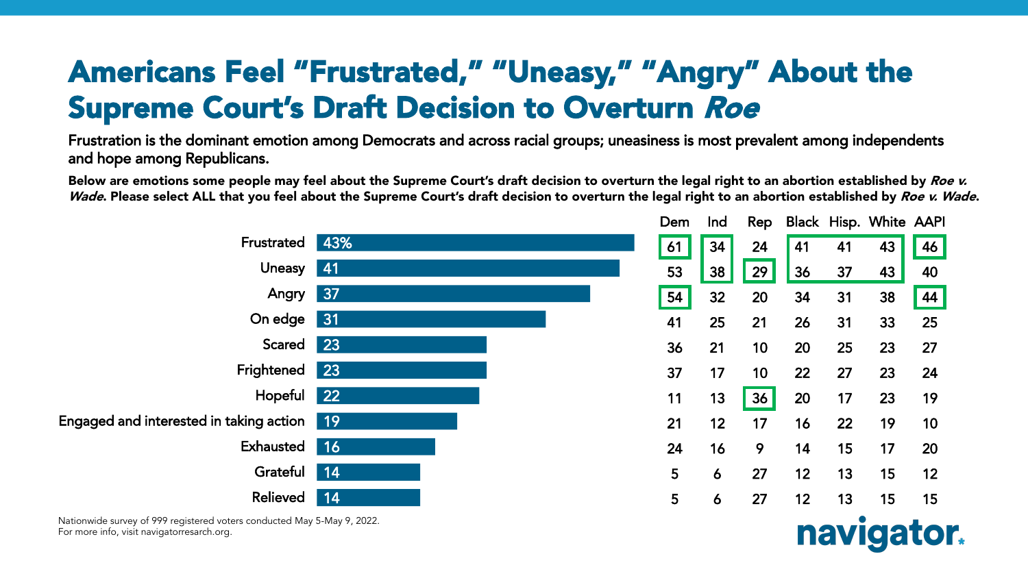# Americans Feel "Frustrated," "Uneasy," "Angry" About the Supreme Court's Draft Decision to Overturn *Roe*

Frustration is the dominant emotion among Democrats and across racial groups; uneasiness is most prevalent among independents and hope among Republicans.

**Below are emotions some people may feel about the Supreme Court's draft decision to overturn the legal right to an abortion established by *Roe v. Wade*. Please select ALL that you feel about the Supreme Court's draft decision to overturn the legal right to an abortion established by *Roe v. Wade*.**

| | Total | Dem | Ind | Rep | Black | Hisp. | White | AAPI |
|---|---|---|---|---|---|---|---|---|
| Frustrated | 43% | 61 | 34 | 24 | 41 | 41 | 43 | 46 |
| Uneasy | 41 | 53 | 38 | 29 | 36 | 37 | 43 | 40 |
| Angry | 37 | 54 | 32 | 20 | 34 | 31 | 38 | 44 |
| On edge | 31 | 41 | 25 | 21 | 26 | 31 | 33 | 25 |
| Scared | 23 | 36 | 21 | 10 | 20 | 25 | 23 | 27 |
| Frightened | 23 | 37 | 17 | 10 | 22 | 27 | 23 | 24 |
| Hopeful | 22 | 11 | 13 | 36 | 20 | 17 | 23 | 19 |
| Engaged and interested in taking action | 19 | 21 | 12 | 17 | 16 | 22 | 19 | 10 |
| Exhausted | 16 | 24 | 16 | 9 | 14 | 15 | 17 | 20 |
| Grateful | 14 | 5 | 6 | 27 | 12 | 13 | 15 | 12 |
| Relieved | 14 | 5 | 6 | 27 | 12 | 13 | 15 | 15 |

Nationwide survey of 999 registered voters conducted May 5-May 9, 2022.
For more info, visit navigatorresearch.org.

navigator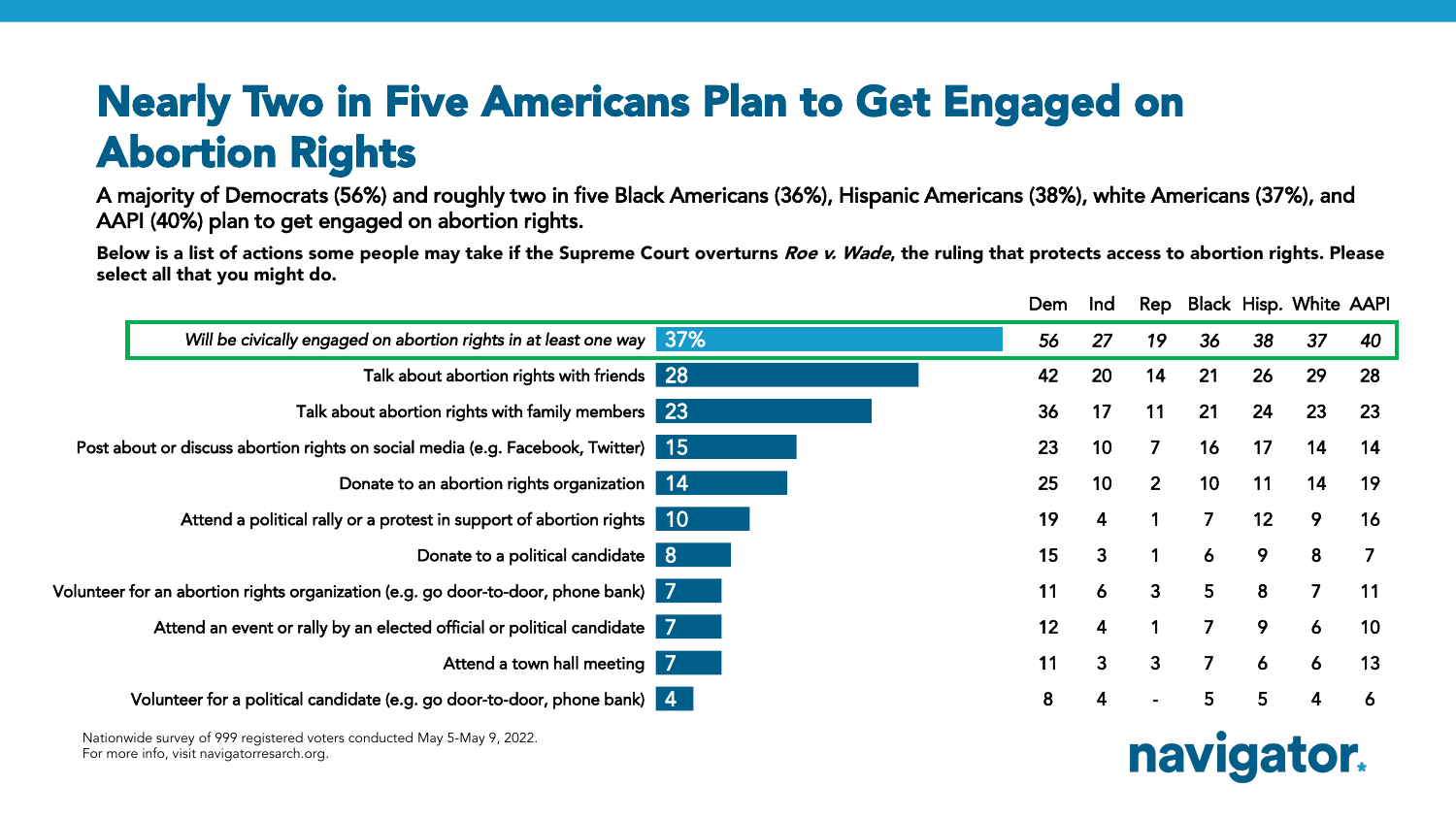# Nearly Two in Five Americans Plan to Get Engaged on Abortion Rights

A majority of Democrats (56%) and roughly two in five Black Americans (36%), Hispanic Americans (38%), white Americans (37%), and AAPI (40%) plan to get engaged on abortion rights.

**Below is a list of actions some people may take if the Supreme Court overturns *Roe v. Wade*, the ruling that protects access to abortion rights. Please select all that you might do.**

| | Total | Dem | Ind | Rep | Black | Hisp. | White | AAPI |
|---|---|---|---|---|---|---|---|---|
| *Will be civically engaged on abortion rights in at least one way* | 37% | *56* | *27* | *19* | *36* | *38* | *37* | *40* |
| Talk about abortion rights with friends | 28 | 42 | 20 | 14 | 21 | 26 | 29 | 28 |
| Talk about abortion rights with family members | 23 | 36 | 17 | 11 | 21 | 24 | 23 | 23 |
| Post about or discuss abortion rights on social media (e.g. Facebook, Twitter) | 15 | 23 | 10 | 7 | 16 | 17 | 14 | 14 |
| Donate to an abortion rights organization | 14 | 25 | 10 | 2 | 10 | 11 | 14 | 19 |
| Attend a political rally or a protest in support of abortion rights | 10 | 19 | 4 | 1 | 7 | 12 | 9 | 16 |
| Donate to a political candidate | 8 | 15 | 3 | 1 | 6 | 9 | 8 | 7 |
| Volunteer for an abortion rights organization (e.g. go door-to-door, phone bank) | 7 | 11 | 6 | 3 | 5 | 8 | 7 | 11 |
| Attend an event or rally by an elected official or political candidate | 7 | 12 | 4 | 1 | 7 | 9 | 6 | 10 |
| Attend a town hall meeting | 7 | 11 | 3 | 3 | 7 | 6 | 6 | 13 |
| Volunteer for a political candidate (e.g. go door-to-door, phone bank) | 4 | 8 | 4 | - | 5 | 5 | 4 | 6 |

Nationwide survey of 999 registered voters conducted May 5-May 9, 2022.
For more info, visit navigatorresearch.org.

navigator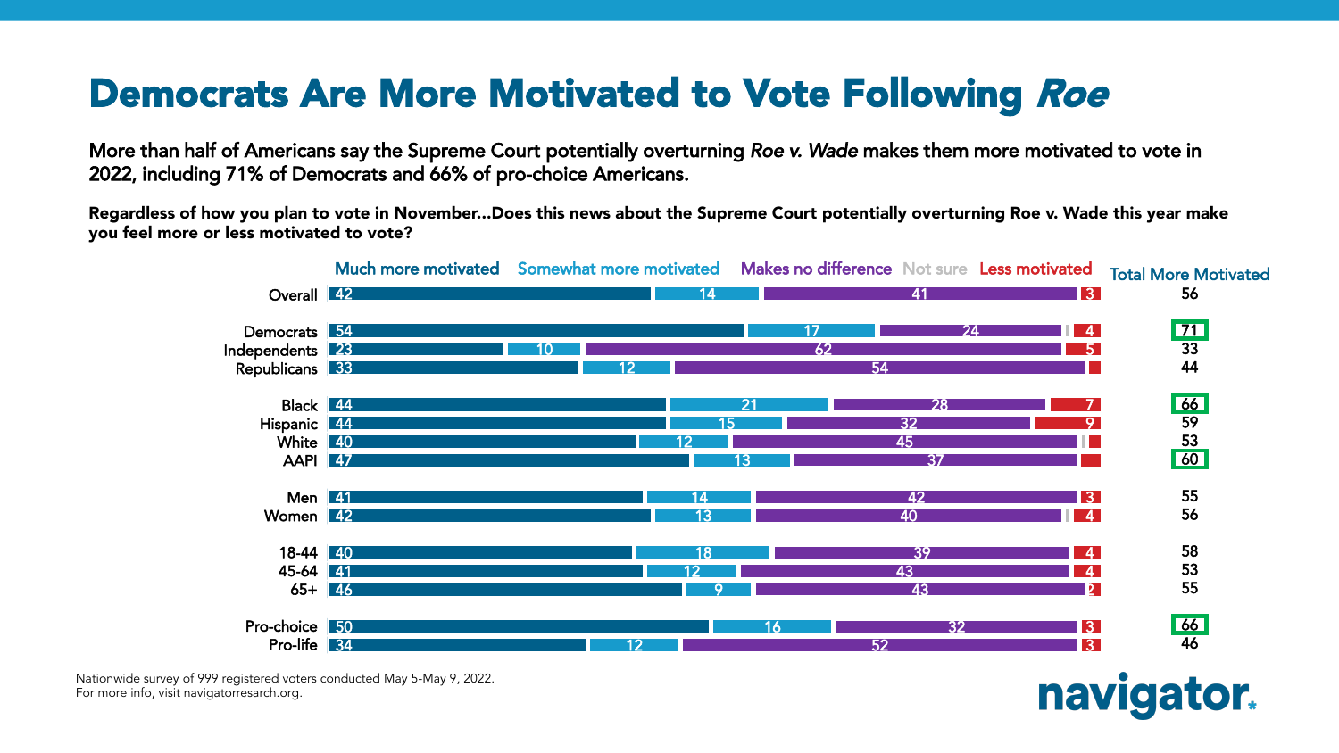# Democrats Are More Motivated to Vote Following *Roe*

**More than half of Americans say the Supreme Court potentially overturning *Roe v. Wade* makes them more motivated to vote in 2022, including 71% of Democrats and 66% of pro-choice Americans.**

**Regardless of how you plan to vote in November…Does this news about the Supreme Court potentially overturning Roe v. Wade this year make you feel more or less motivated to vote?**

| | Much more motivated | Somewhat more motivated | Makes no difference | Not sure | Less motivated | Total More Motivated |
|---|---|---|---|---|---|---|
| Overall | 42 | 14 | 41 | | 3 | 56 |
| Democrats | 54 | 17 | 24 | | 4 | 71 |
| Independents | 23 | 10 | 62 | | 5 | 33 |
| Republicans | 33 | 12 | 54 | | | 44 |
| Black | 44 | 21 | 28 | | 7 | 66 |
| Hispanic | 44 | 15 | 32 | | 9 | 59 |
| White | 40 | 12 | 45 | | | 53 |
| AAPI | 47 | 13 | 37 | | | 60 |
| Men | 41 | 14 | 42 | | 3 | 55 |
| Women | 42 | 13 | 40 | | 4 | 56 |
| 18-44 | 40 | 18 | 39 | | 4 | 58 |
| 45-64 | 41 | 12 | 43 | | 4 | 53 |
| 65+ | 46 | 9 | 43 | | 2 | 55 |
| Pro-choice | 50 | 16 | 32 | | 3 | 66 |
| Pro-life | 34 | 12 | 52 | | 3 | 46 |

Nationwide survey of 999 registered voters conducted May 5-May 9, 2022.
For more info, visit navigatorresearch.org.

navigator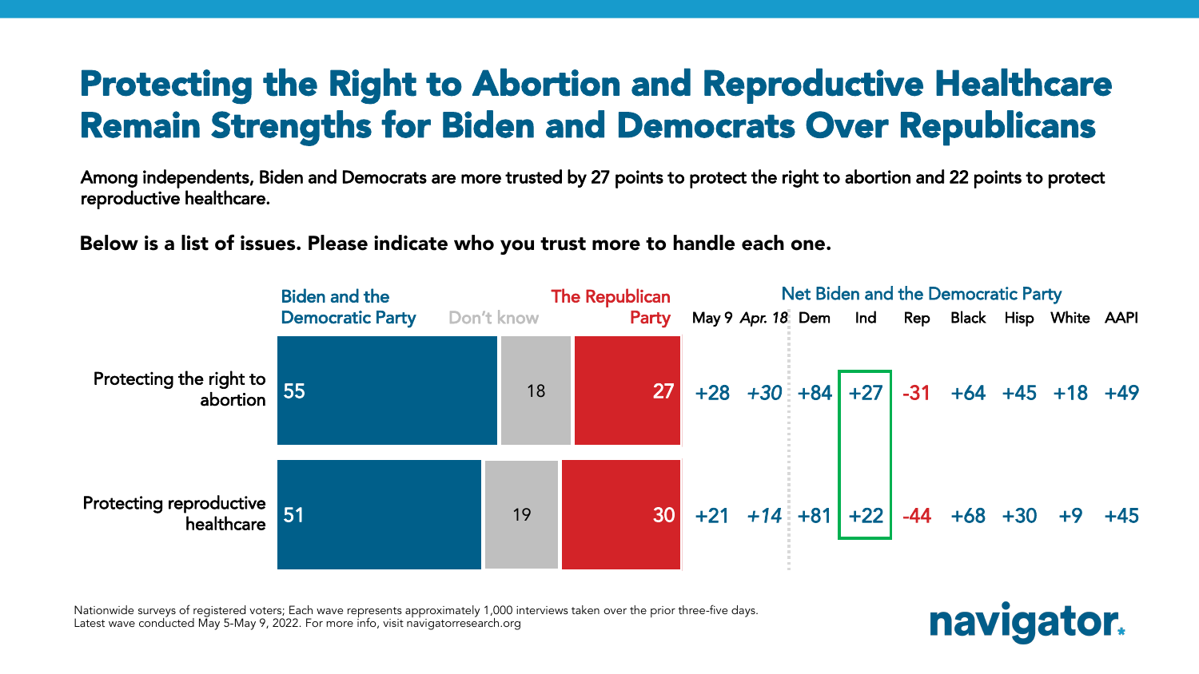# Protecting the Right to Abortion and Reproductive Healthcare Remain Strengths for Biden and Democrats Over Republicans

Among independents, Biden and Democrats are more trusted by 27 points to protect the right to abortion and 22 points to protect reproductive healthcare.

**Below is a list of issues. Please indicate who you trust more to handle each one.**

| | Biden and the Democratic Party | Don't know | The Republican Party | Net Biden and the Democratic Party: May 9 | Apr. 18 | Dem | Ind | Rep | Black | Hisp | White | AAPI |
|---|---|---|---|---|---|---|---|---|---|---|---|---|
| Protecting the right to abortion | 55 | 18 | 27 | +28 | +30 | +84 | +27 | -31 | +64 | +45 | +18 | +49 |
| Protecting reproductive healthcare | 51 | 19 | 30 | +21 | +14 | +81 | +22 | -44 | +68 | +30 | +9 | +45 |

Nationwide surveys of registered voters; Each wave represents approximately 1,000 interviews taken over the prior three-five days.
Latest wave conducted May 5-May 9, 2022. For more info, visit navigatorresearch.org

navigator.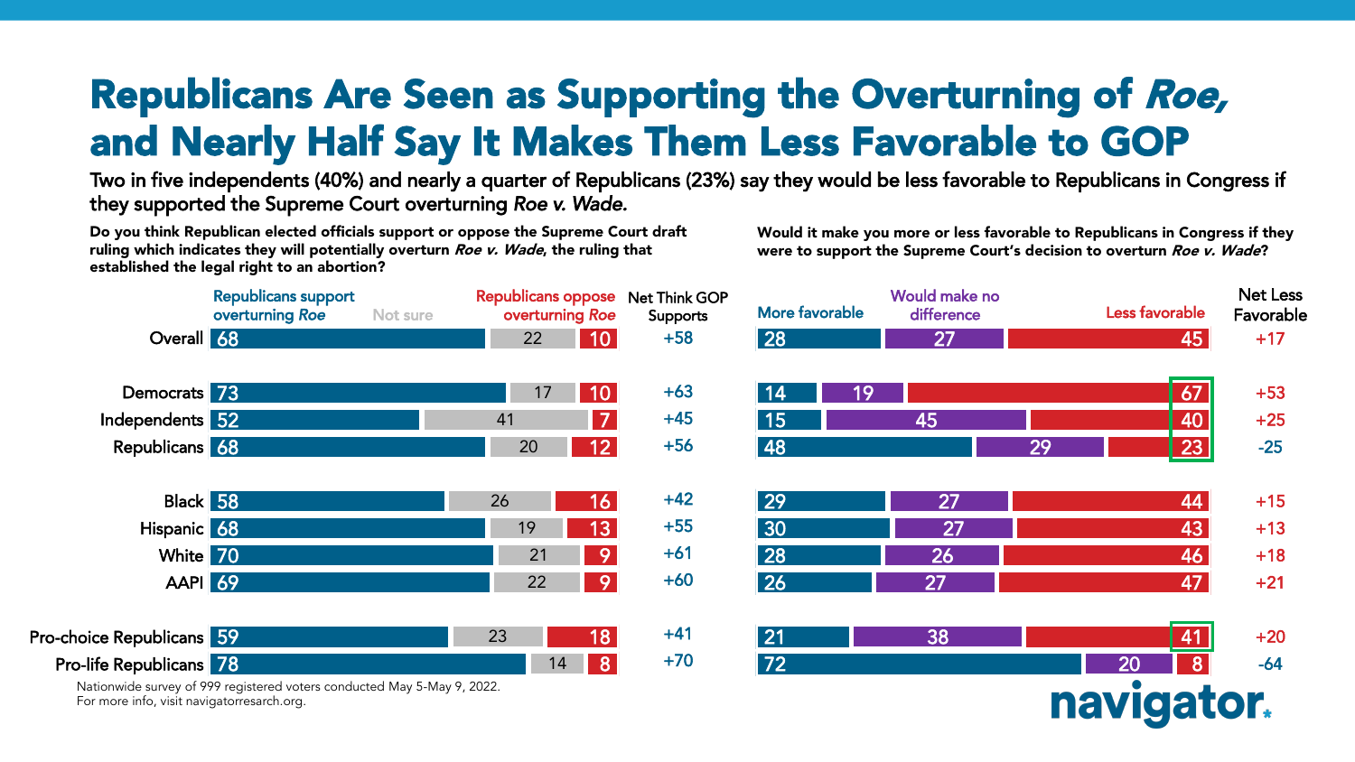# Republicans Are Seen as Supporting the Overturning of *Roe*, and Nearly Half Say It Makes Them Less Favorable to GOP

**Two in five independents (40%) and nearly a quarter of Republicans (23%) say they would be less favorable to Republicans in Congress if they supported the Supreme Court overturning *Roe v. Wade*.**

**Do you think Republican elected officials support or oppose the Supreme Court draft ruling which indicates they will potentially overturn *Roe v. Wade*, the ruling that established the legal right to an abortion?**

| | Republicans support overturning *Roe* | Not sure | Republicans oppose overturning *Roe* | Net Think GOP Supports |
|---|---|---|---|---|
| Overall | 68 | 22 | 10 | +58 |
| Democrats | 73 | 17 | 10 | +63 |
| Independents | 52 | 41 | 7 | +45 |
| Republicans | 68 | 20 | 12 | +56 |
| Black | 58 | 26 | 16 | +42 |
| Hispanic | 68 | 19 | 13 | +55 |
| White | 70 | 21 | 9 | +61 |
| AAPI | 69 | 22 | 9 | +60 |
| Pro-choice Republicans | 59 | 23 | 18 | +41 |
| Pro-life Republicans | 78 | 14 | 8 | +70 |

**Would it make you more or less favorable to Republicans in Congress if they were to support the Supreme Court's decision to overturn *Roe v. Wade*?**

| | More favorable | Would make no difference | Less favorable | Net Less Favorable |
|---|---|---|---|---|
| Overall | 28 | 27 | 45 | +17 |
| Democrats | 14 | 19 | 67 | +53 |
| Independents | 15 | 45 | 40 | +25 |
| Republicans | 48 | 29 | 23 | -25 |
| Black | 29 | 27 | 44 | +15 |
| Hispanic | 30 | 27 | 43 | +13 |
| White | 28 | 26 | 46 | +18 |
| AAPI | 26 | 27 | 47 | +21 |
| Pro-choice Republicans | 21 | 38 | 41 | +20 |
| Pro-life Republicans | 72 | 20 | 8 | -64 |

Nationwide survey of 999 registered voters conducted May 5-May 9, 2022.
For more info, visit navigatorresearch.org.

navigator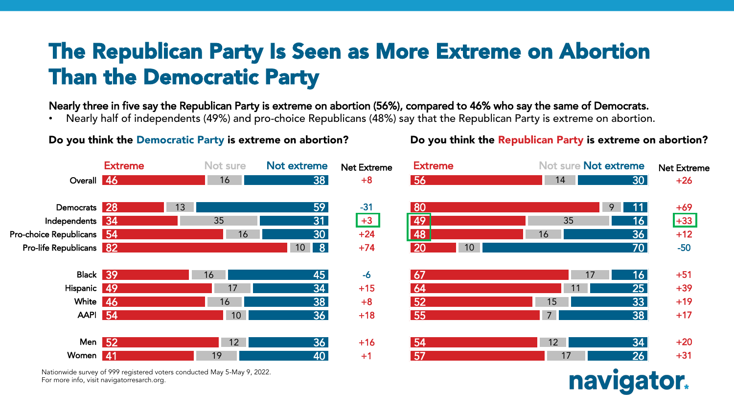# The Republican Party Is Seen as More Extreme on Abortion Than the Democratic Party

**Nearly three in five say the Republican Party is extreme on abortion (56%), compared to 46% who say the same of Democrats.**

- Nearly half of independents (49%) and pro-choice Republicans (48%) say that the Republican Party is extreme on abortion.

**Do you think the Democratic Party is extreme on abortion?**

| | Extreme | Not sure | Not extreme | Net Extreme |
|---|---|---|---|---|
| Overall | 46 | 16 | 38 | +8 |
| Democrats | 28 | 13 | 59 | -31 |
| Independents | 34 | 35 | 31 | +3 |
| Pro-choice Republicans | 54 | 16 | 30 | +24 |
| Pro-life Republicans | 82 | 10 | 8 | +74 |
| Black | 39 | 16 | 45 | -6 |
| Hispanic | 49 | 17 | 34 | +15 |
| White | 46 | 16 | 38 | +8 |
| AAPI | 54 | 10 | 36 | +18 |
| Men | 52 | 12 | 36 | +16 |
| Women | 41 | 19 | 40 | +1 |

**Do you think the Republican Party is extreme on abortion?**

| | Extreme | Not sure | Not extreme | Net Extreme |
|---|---|---|---|---|
| Overall | 56 | 14 | 30 | +26 |
| Democrats | 80 | 9 | 11 | +69 |
| Independents | 49 | 35 | 16 | +33 |
| Pro-choice Republicans | 48 | 16 | 36 | +12 |
| Pro-life Republicans | 20 | 10 | 70 | -50 |
| Black | 67 | 17 | 16 | +51 |
| Hispanic | 64 | 11 | 25 | +39 |
| White | 52 | 15 | 33 | +19 |
| AAPI | 55 | 7 | 38 | +17 |
| Men | 54 | 12 | 34 | +20 |
| Women | 57 | 17 | 26 | +31 |

Nationwide survey of 999 registered voters conducted May 5-May 9, 2022.
For more info, visit navigatorresearch.org.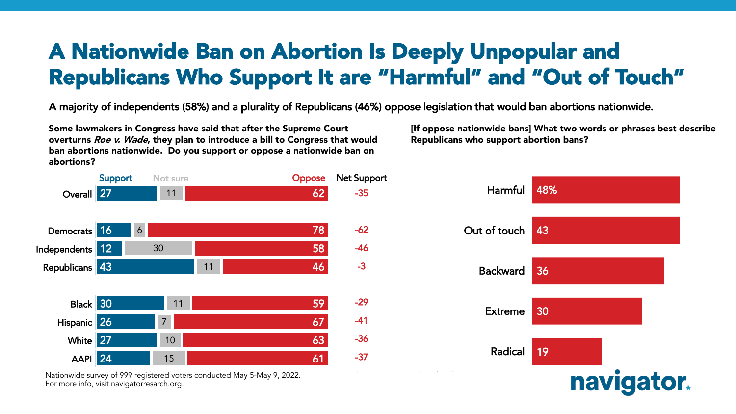# A Nationwide Ban on Abortion Is Deeply Unpopular and Republicans Who Support It are "Harmful" and "Out of Touch"

A majority of independents (58%) and a plurality of Republicans (46%) oppose legislation that would ban abortions nationwide.

**Some lawmakers in Congress have said that after the Supreme Court overturns *Roe v. Wade*, they plan to introduce a bill to Congress that would ban abortions nationwide. Do you support or oppose a nationwide ban on abortions?**

| | Support | Not sure | Oppose | Net Support |
|---|---|---|---|---|
| Overall | 27 | 11 | 62 | -35 |
| Democrats | 16 | 6 | 78 | -62 |
| Independents | 12 | 30 | 58 | -46 |
| Republicans | 43 | 11 | 46 | -3 |
| Black | 30 | 11 | 59 | -29 |
| Hispanic | 26 | 7 | 67 | -41 |
| White | 27 | 10 | 63 | -36 |
| AAPI | 24 | 15 | 61 | -37 |

**[If oppose nationwide bans] What two words or phrases best describe Republicans who support abortion bans?**

| | % |
|---|---|
| Harmful | 48% |
| Out of touch | 43 |
| Backward | 36 |
| Extreme | 30 |
| Radical | 19 |

Nationwide survey of 999 registered voters conducted May 5-May 9, 2022.
For more info, visit navigatorresearch.org.

navigator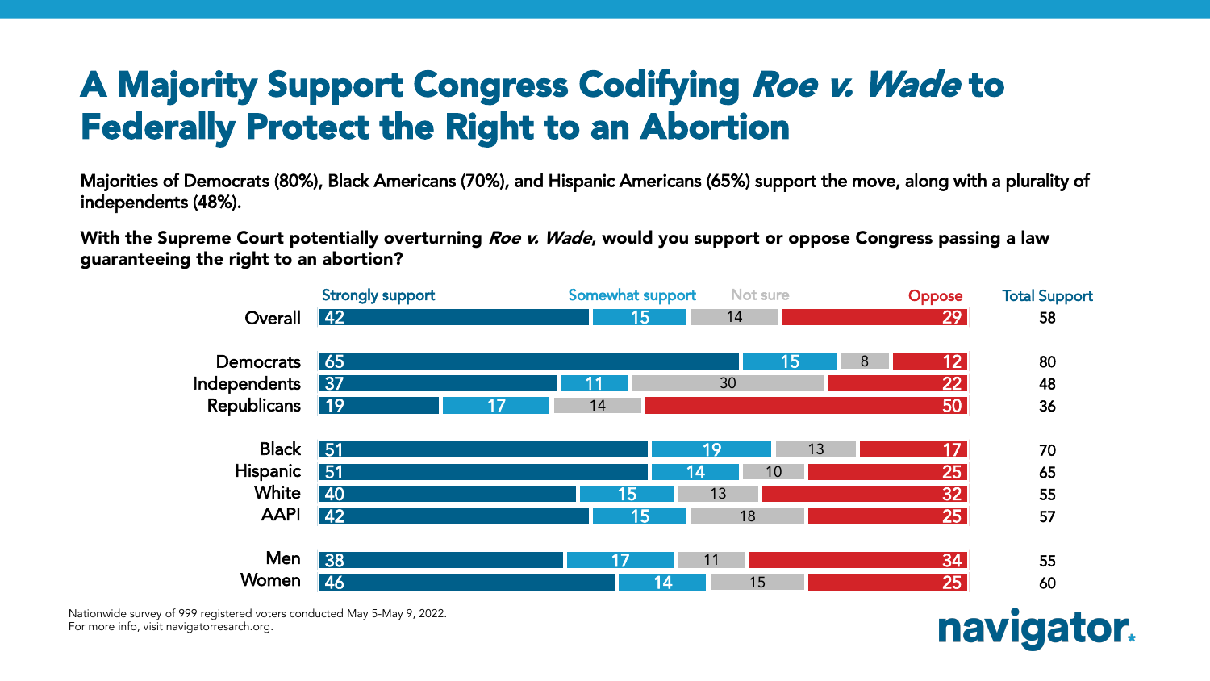# A Majority Support Congress Codifying *Roe v. Wade* to Federally Protect the Right to an Abortion

**Majorities of Democrats (80%), Black Americans (70%), and Hispanic Americans (65%) support the move, along with a plurality of independents (48%).**

**With the Supreme Court potentially overturning *Roe v. Wade*, would you support or oppose Congress passing a law guaranteeing the right to an abortion?**

| | Strongly support | Somewhat support | Not sure | Oppose | Total Support |
|---|---|---|---|---|---|
| Overall | 42 | 15 | 14 | 29 | 58 |
| Democrats | 65 | 15 | 8 | 12 | 80 |
| Independents | 37 | 11 | 30 | 22 | 48 |
| Republicans | 19 | 17 | 14 | 50 | 36 |
| Black | 51 | 19 | 13 | 17 | 70 |
| Hispanic | 51 | 14 | 10 | 25 | 65 |
| White | 40 | 15 | 13 | 32 | 55 |
| AAPI | 42 | 15 | 18 | 25 | 57 |
| Men | 38 | 17 | 11 | 34 | 55 |
| Women | 46 | 14 | 15 | 25 | 60 |

Nationwide survey of 999 registered voters conducted May 5-May 9, 2022.
For more info, visit navigatorresearch.org.

navigator.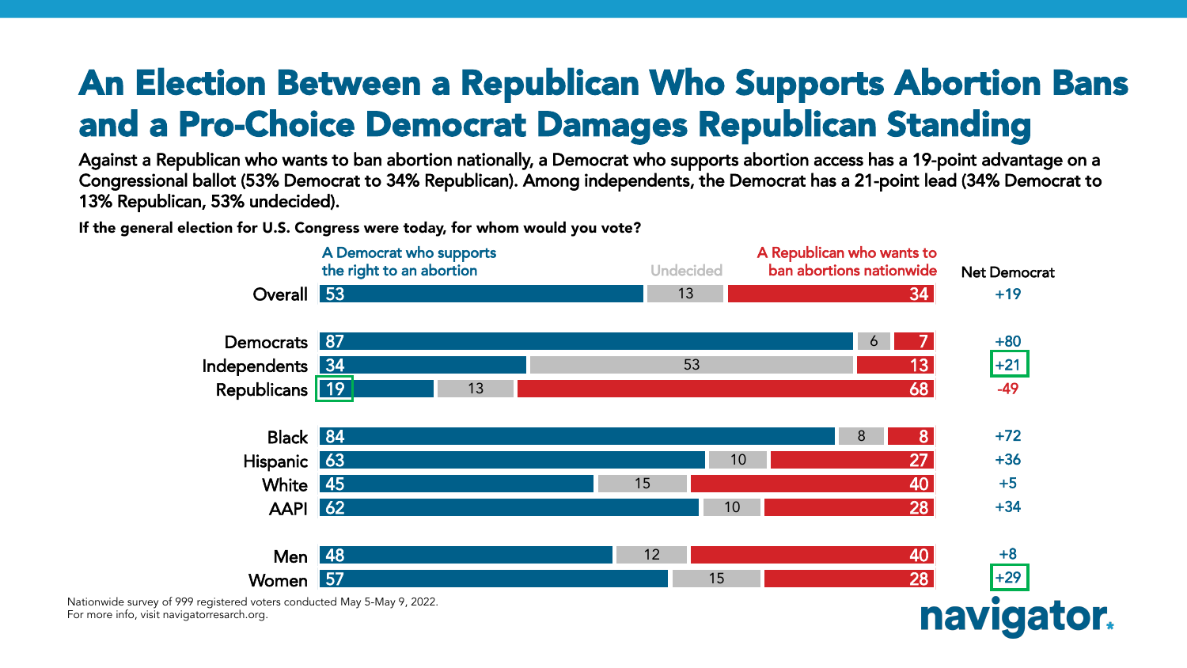# An Election Between a Republican Who Supports Abortion Bans and a Pro-Choice Democrat Damages Republican Standing

**Against a Republican who wants to ban abortion nationally, a Democrat who supports abortion access has a 19-point advantage on a Congressional ballot (53% Democrat to 34% Republican). Among independents, the Democrat has a 21-point lead (34% Democrat to 13% Republican, 53% undecided).**

**If the general election for U.S. Congress were today, for whom would you vote?**

| | A Democrat who supports the right to an abortion | Undecided | A Republican who wants to ban abortions nationwide | Net Democrat |
|---|---|---|---|---|
| Overall | 53 | 13 | 34 | +19 |
| Democrats | 87 | 6 | 7 | +80 |
| Independents | 34 | 53 | 13 | +21 |
| Republicans | 19 | 13 | 68 | -49 |
| Black | 84 | 8 | 8 | +72 |
| Hispanic | 63 | 10 | 27 | +36 |
| White | 45 | 15 | 40 | +5 |
| AAPI | 62 | 10 | 28 | +34 |
| Men | 48 | 12 | 40 | +8 |
| Women | 57 | 15 | 28 | +29 |

Nationwide survey of 999 registered voters conducted May 5-May 9, 2022.
For more info, visit navigatorresearch.org.

navigator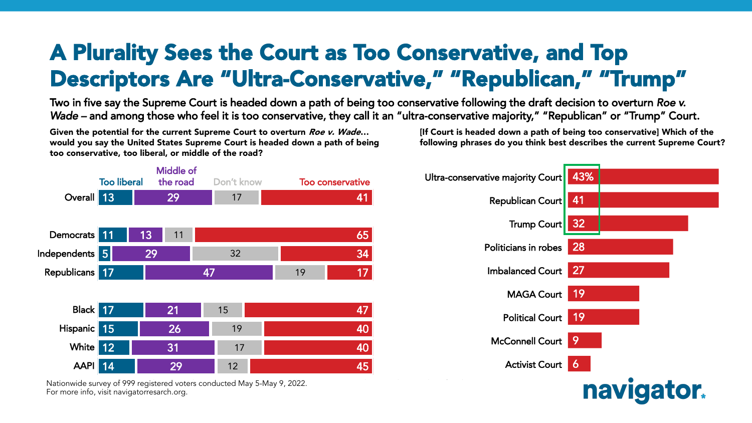# A Plurality Sees the Court as Too Conservative, and Top Descriptors Are "Ultra-Conservative," "Republican," "Trump"

**Two in five say the Supreme Court is headed down a path of being too conservative following the draft decision to overturn *Roe v. Wade* – and among those who feel it is too conservative, they call it an "ultra-conservative majority," "Republican" or "Trump" Court.**

**Given the potential for the current Supreme Court to overturn *Roe v. Wade*… would you say the United States Supreme Court is headed down a path of being too conservative, too liberal, or middle of the road?**

| | Too liberal | Middle of the road | Don't know | Too conservative |
|---|---|---|---|---|
| Overall | 13 | 29 | 17 | 41 |
| Democrats | 11 | 13 | 11 | 65 |
| Independents | 5 | 29 | 32 | 34 |
| Republicans | 17 | 47 | 19 | 17 |
| Black | 17 | 21 | 15 | 47 |
| Hispanic | 15 | 26 | 19 | 40 |
| White | 12 | 31 | 17 | 40 |
| AAPI | 14 | 29 | 12 | 45 |

**[If Court is headed down a path of being too conservative] Which of the following phrases do you think best describes the current Supreme Court?**

| Phrase | % |
|---|---|
| Ultra-conservative majority Court | 43% |
| Republican Court | 41 |
| Trump Court | 32 |
| Politicians in robes | 28 |
| Imbalanced Court | 27 |
| MAGA Court | 19 |
| Political Court | 19 |
| McConnell Court | 9 |
| Activist Court | 6 |

Nationwide survey of 999 registered voters conducted May 5-May 9, 2022.
For more info, visit navigatorresarch.org.

navigator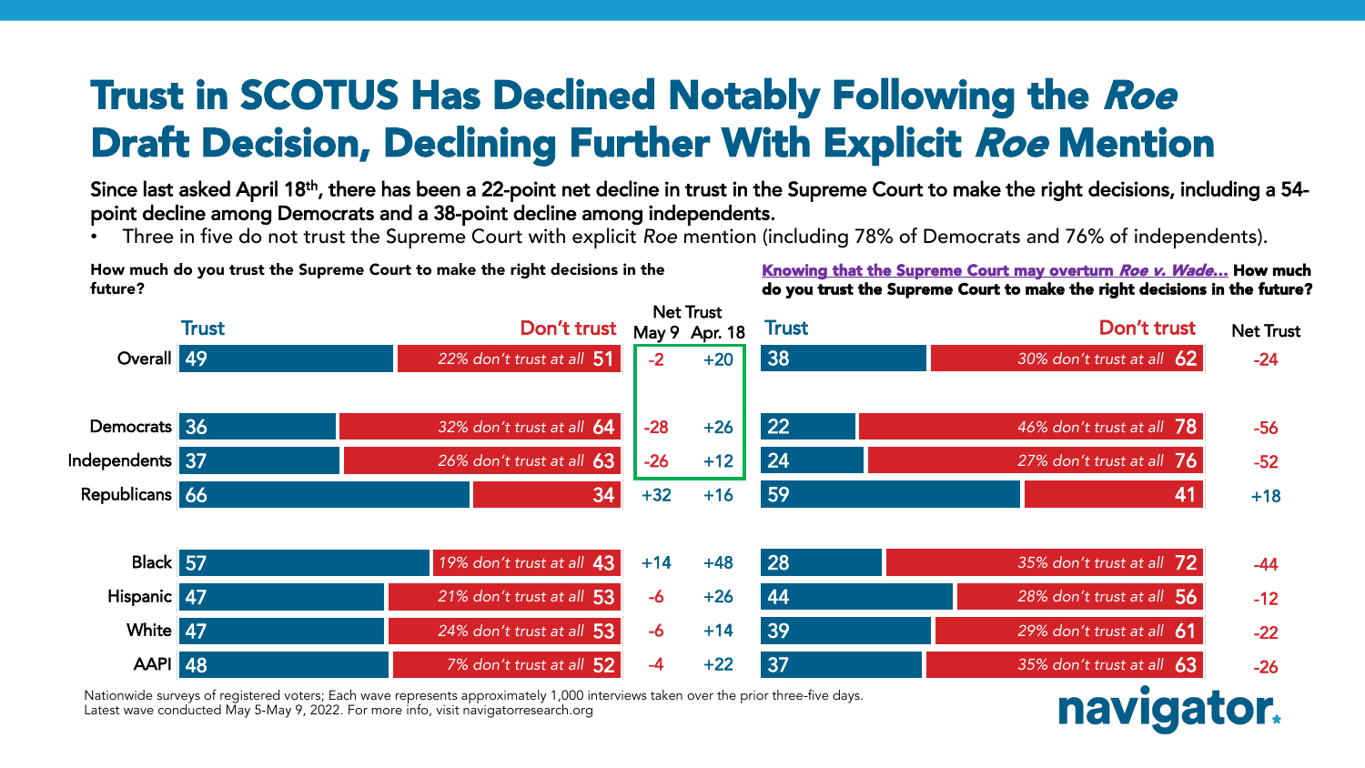# Trust in SCOTUS Has Declined Notably Following the *Roe* Draft Decision, Declining Further With Explicit *Roe* Mention

**Since last asked April 18th, there has been a 22-point net decline in trust in the Supreme Court to make the right decisions, including a 54-point decline among Democrats and a 38-point decline among independents.**

- Three in five do not trust the Supreme Court with explicit *Roe* mention (including 78% of Democrats and 76% of independents).

**How much do you trust the Supreme Court to make the right decisions in the future?**

**Knowing that the Supreme Court may overturn *Roe v. Wade*... How much do you trust the Supreme Court to make the right decisions in the future?**

| | Trust | Don't trust | Don't trust at all | Net Trust May 9 | Net Trust Apr. 18 | Trust (*Roe* mention) | Don't trust (*Roe* mention) | Don't trust at all (*Roe* mention) | Net Trust (*Roe* mention) |
|---|---|---|---|---|---|---|---|---|---|
| Overall | 49 | 51 | 22% | -2 | +20 | 38 | 62 | 30% | -24 |
| Democrats | 36 | 64 | 32% | -28 | +26 | 22 | 78 | 46% | -56 |
| Independents | 37 | 63 | 26% | -26 | +12 | 24 | 76 | 27% | -52 |
| Republicans | 66 | 34 | | +32 | +16 | 59 | 41 | | +18 |
| Black | 57 | 43 | 19% | +14 | +48 | 28 | 72 | 35% | -44 |
| Hispanic | 47 | 53 | 21% | -6 | +26 | 44 | 56 | 28% | -12 |
| White | 47 | 53 | 24% | -6 | +14 | 39 | 61 | 29% | -22 |
| AAPI | 48 | 52 | 7% | -4 | +22 | 37 | 63 | 35% | -26 |

Nationwide surveys of registered voters; Each wave represents approximately 1,000 interviews taken over the prior three-five days.
Latest wave conducted May 5-May 9, 2022. For more info, visit navigatorresearch.org

navigator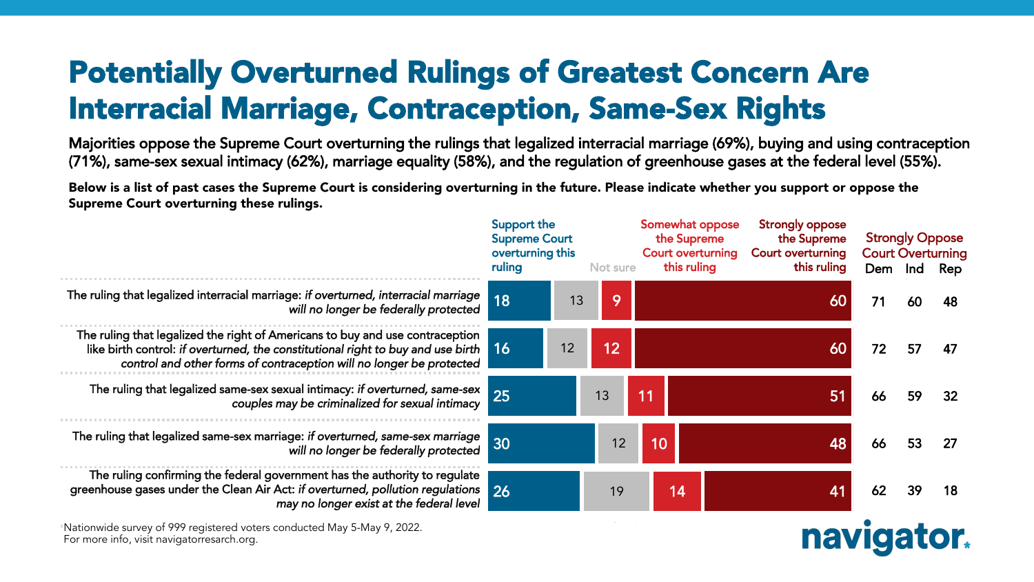# Potentially Overturned Rulings of Greatest Concern Are Interracial Marriage, Contraception, Same-Sex Rights

**Majorities oppose the Supreme Court overturning the rulings that legalized interracial marriage (69%), buying and using contraception (71%), same-sex sexual intimacy (62%), marriage equality (58%), and the regulation of greenhouse gases at the federal level (55%).**

**Below is a list of past cases the Supreme Court is considering overturning in the future. Please indicate whether you support or oppose the Supreme Court overturning these rulings.**

| | Support the Supreme Court overturning this ruling | Not sure | Somewhat oppose the Supreme Court overturning this ruling | Strongly oppose the Supreme Court overturning this ruling | Strongly Oppose Court Overturning: Dem | Ind | Rep |
|---|---|---|---|---|---|---|---|
| The ruling that legalized interracial marriage: *if overturned, interracial marriage will no longer be federally protected* | 18 | 13 | 9 | 60 | 71 | 60 | 48 |
| The ruling that legalized the right of Americans to buy and use contraception like birth control: *if overturned, the constitutional right to buy and use birth control and other forms of contraception will no longer be protected* | 16 | 12 | 12 | 60 | 72 | 57 | 47 |
| The ruling that legalized same-sex sexual intimacy: *if overturned, same-sex couples may be criminalized for sexual intimacy* | 25 | 13 | 11 | 51 | 66 | 59 | 32 |
| The ruling that legalized same-sex marriage: *if overturned, same-sex marriage will no longer be federally protected* | 30 | 12 | 10 | 48 | 66 | 53 | 27 |
| The ruling confirming the federal government has the authority to regulate greenhouse gases under the Clean Air Act: *if overturned, pollution regulations may no longer exist at the federal level* | 26 | 19 | 14 | 41 | 62 | 39 | 18 |

Nationwide survey of 999 registered voters conducted May 5-May 9, 2022.
For more info, visit navigatorresearch.org.

navigator.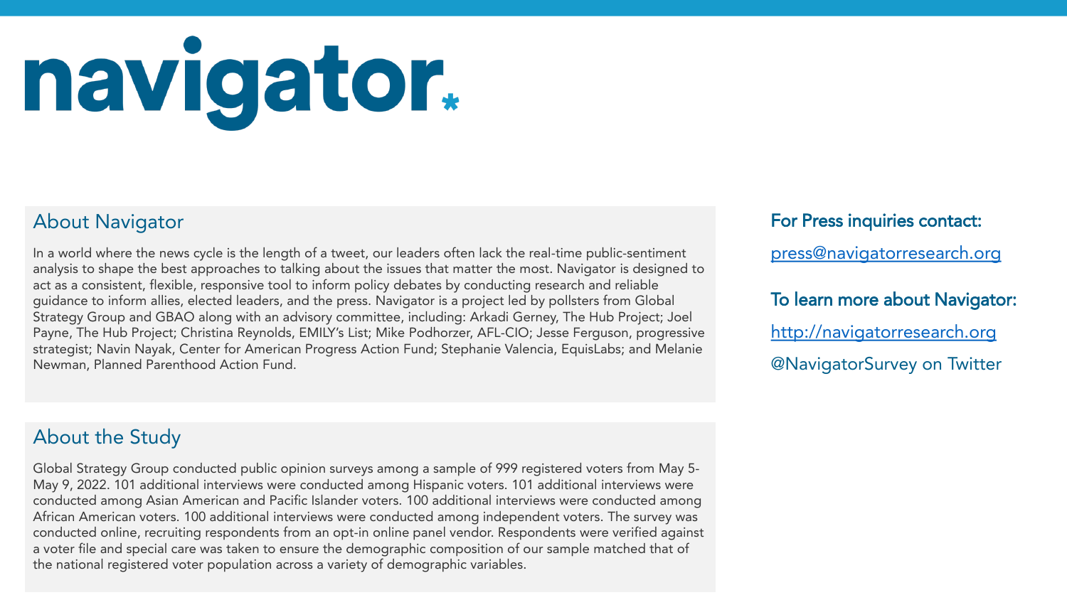# navigator*

## About Navigator

In a world where the news cycle is the length of a tweet, our leaders often lack the real-time public-sentiment analysis to shape the best approaches to talking about the issues that matter the most. Navigator is designed to act as a consistent, flexible, responsive tool to inform policy debates by conducting research and reliable guidance to inform allies, elected leaders, and the press. Navigator is a project led by pollsters from Global Strategy Group and GBAO along with an advisory committee, including: Arkadi Gerney, The Hub Project; Joel Payne, The Hub Project; Christina Reynolds, EMILY's List; Mike Podhorzer, AFL-CIO; Jesse Ferguson, progressive strategist; Navin Nayak, Center for American Progress Action Fund; Stephanie Valencia, EquisLabs; and Melanie Newman, Planned Parenthood Action Fund.

## About the Study

Global Strategy Group conducted public opinion surveys among a sample of 999 registered voters from May 5-May 9, 2022. 101 additional interviews were conducted among Hispanic voters. 101 additional interviews were conducted among Asian American and Pacific Islander voters. 100 additional interviews were conducted among African American voters. 100 additional interviews were conducted among independent voters. The survey was conducted online, recruiting respondents from an opt-in online panel vendor. Respondents were verified against a voter file and special care was taken to ensure the demographic composition of our sample matched that of the national registered voter population across a variety of demographic variables.

**For Press inquiries contact:**

press@navigatorresearch.org

**To learn more about Navigator:**

http://navigatorresearch.org

@NavigatorSurvey on Twitter